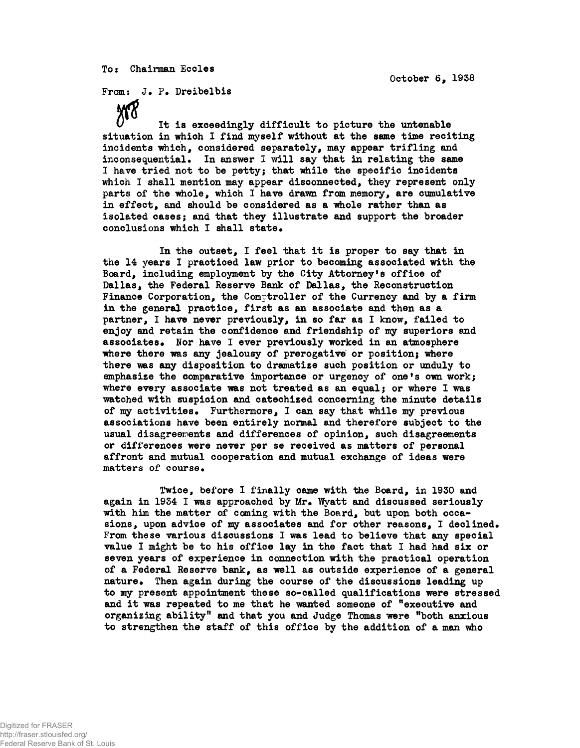To: Chairman Eccles

October 6, 1938

From: J. P. Dreibelbis

MS

It is exceedingly difficult to picture the untenable situation in which I find myself without at the same time reciting incidents which, considered separately, may appear trifling and inconsequential. In answer I will say that in relating the same I have tried not to be petty; that while the specific incidents which I shall mention may appear disconnected, they represent only parts of the whole, which I have drawn from memory, are cumulative in effect, and should be considered as a whole rather than as isolated cases; and that they illustrate and support the broader conclusions which I shall state.

In the outset, I feel that it is proper to say that in the 14 years I practiced law prior to becoming associated with the Board, including employment by the City Attorney's office of Dallas, the Federal Reserve Bank of Dallas, the Reconstruction Finance Corporation, the Comptroller of the Currency and by a firm in the general practice, first as an associate and then as a partner, I have never previously, in so far as I know, failed to enjoy and retain the confidence and friendship of my superiors and associates. Nor have I ever previously worked in an atmosphere where there was any jealousy of prerogative or position; where there was any disposition to dramatize such position or unduly to emphasize the comparative importance or urgency of one's own work; where every associate was not treated as an equal; or where I was watched with suspicion and catechized concerning the minute details of my activities. Furthermore, I can say that while my previous associations have been entirely normal and therefore subject to the usual disagreements and differences of opinion, such disagreements or differences were never per se received as matters of personal affront and mutual cooperation and mutual exchange of ideas were matters of course.

Twice, before I finally came with the Board, in 1930 and again in 1934 I was approached by Mr. Wyatt and discussed seriously with him the matter of coming with the Board, but upon both occasions, upon advice of my associates and for other reasons, I declined. From these various discussions I was lead to believe that any special value I might be to his office lay in the fact that I had had six or seven years of experience in connection with the practical operation of a Federal Reserve bank, as well as outside experience of a general nature. Then again during the course of the discussions leading up to my present appointment these so-called qualifications were stressed and it was repeated to me that he wanted someone of "executive and organizing ability" and that you and Judge Thomas were "both anxious to strengthen the staff of this office by the addition of a man who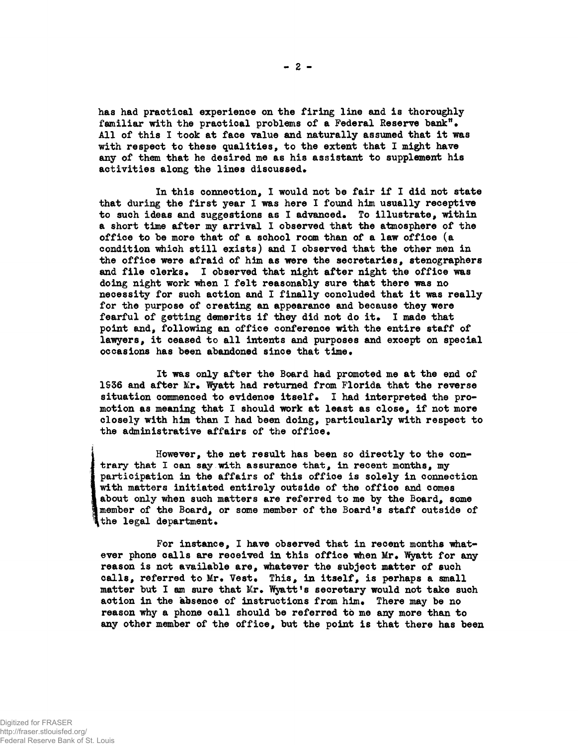has had practical experience on the firing line and is thoroughly familiar with the practical problems of a Federal Reserve bank". All of this I took at face value and naturally assumed that it was with respect to these qualities, to the extent that I might have any of them that he desired me as his assistant to supplement his activities along the lines discussed.

In this connection, I would not be fair if I did not state that during the first year I was here I found him usually receptive to such ideas and suggestions as I advanced. To illustrate, within a short time after my arrival I observed that the atmosphere of the office to be more that of a school room than of a law office (a condition which still exists) and I observed that the other men in the office were afraid of him as were the secretaries, stenographers and file clerks. I observed that night after night the office was doing night work when I felt reasonably sure that there was no necessity for such action and I finally concluded that it was really for the purpose of creating an appearance and because they were fearful of getting demerits if they did not do it. I made that point and, following an office conference with the entire staff of lawyers, it ceased to all intents and purposes and except on special occasions has been abandoned since that time.

It was only after the Board had promoted me at the end of 1936 and after Mr. Wyatt had returned from Florida that the reverse situation commenced to evidence itself. I had interpreted the promotion as meaning that I should work at least as close, if not more closely with him than I had been doing, particularly with respect to the administrative affairs of the office.

However, the net result has been so directly to the contrary that I can say with assurance that, in recent months, my participation in the affairs of this office is solely in connection with matters initiated entirely outside of the office and comes about only when such matters are referred to me by the Board, some member of the Board, or some member of the Board's staff outside of the legal department.

For instance, I have observed that in recent months whatever phone calls are received in this office when Mr. Wyatt for any reason is not available are, whatever the subject matter of such calls, referred to Mr. Vest. This, in itself, is perhaps a small matter but I am sure that Mr. Wyatt's secretary would not take such action in the absence of instructions from him. There may be no reason why a phone call should be referred to me any more than to any other member of the office, but the point is that there has been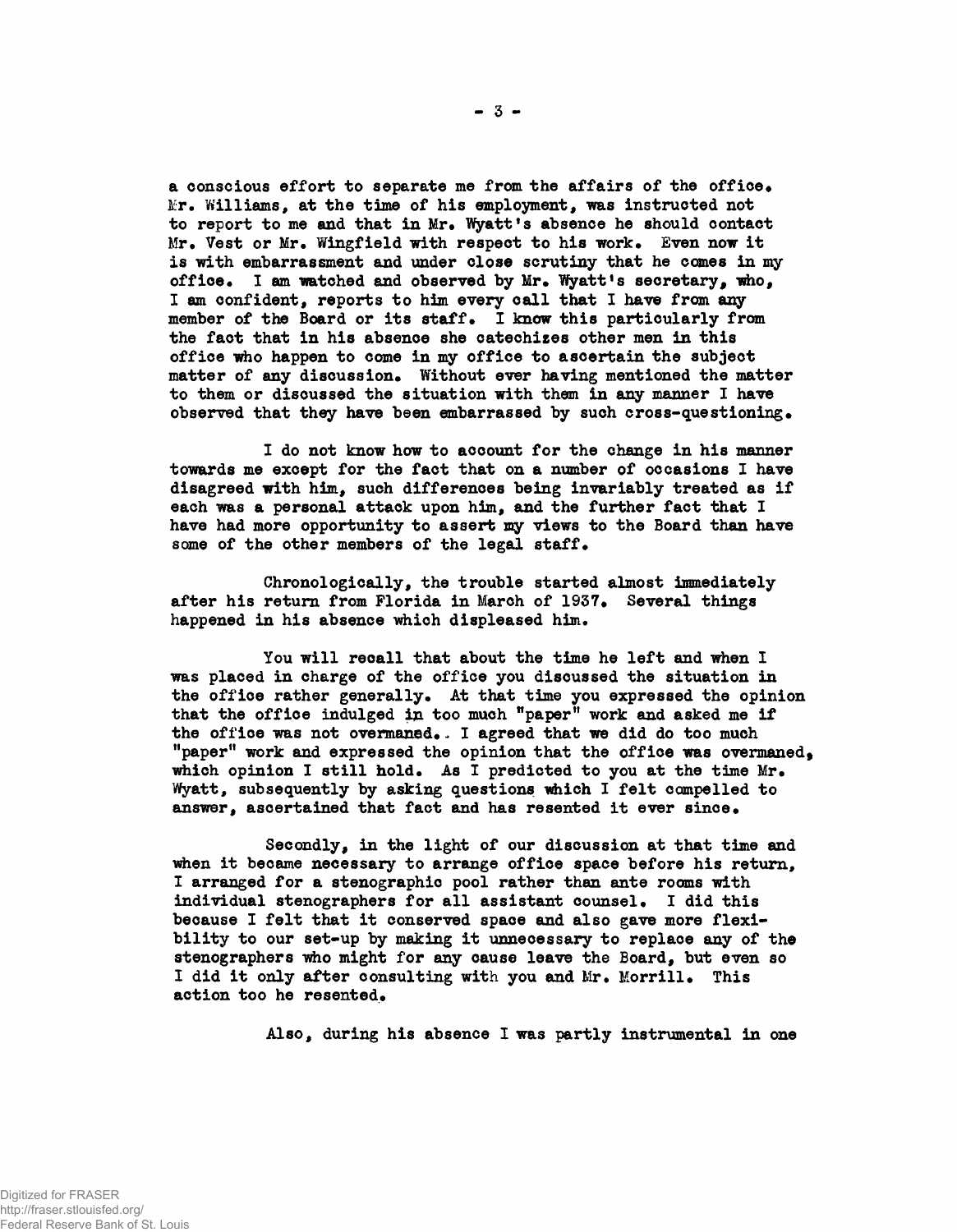a conscious effort to separate me from the affairs of the office. Mr. Williams, at the time of his employment, was instructed not to report to me and that in Mr. Wyatt's absence he should contact Mr. Vest or Mr. Wingfield with respect to his work. Even now it is with embarrassment and under close scrutiny that he comes in my office. I am watched and observed by Mr. Wyatt's secretary, who, I am confident, reports to him every call that I have from any member of the Board or its staff. I know this particularly from the fact that in his absence she catechizes other men in this office who happen to come in my office to ascertain the subject matter of any discussion. Without ever having mentioned the matter to them or discussed the situation with them in any manner I have observed that they have been embarrassed by such cross-questioning.

I do not know how to account for the change in his manner towards me except for the fact that on a number of occasions I have disagreed with him, such differences being invariably treated as if each was a personal attack upon him, and the further fact that I have had more opportunity to assert my views to the Board than have some of the other members of the legal staff.

Chronologically, the trouble started almost immediately after his return from Florida in March of 1937. Several things happened in his absence which displeased him.

You will recall that about the time he left and when I was placed in charge of the office you discussed the situation in the office rather generally. At that time you expressed the opinion that the office indulged in too much "paper" work and asked me if the office was not overmanned. I agreed that we did do too much "paper" work and expressed the opinion that the office was overmanned, which opinion I still hold. As I predicted to you at the time Mr. Wyatt, subsequently by asking questions which I felt compelled to answer, ascertained that fact and has resented it ever since.

Secondly, in the light of our discussion at that time and when it became necessary to arrange office space before his return, I arranged for a stenographic pool rather than ante rooms with individual stenographers for all assistant counsel. I did this because I felt that it conserved space and also gave more flexibility to our set-up by making it unnecessary to replace any of the stenographers who might for any cause leave the Board, but even so I did it only after consulting with you and Mr. Morrill. This action too he resented.

Also, during his absence I was partly instrumental in one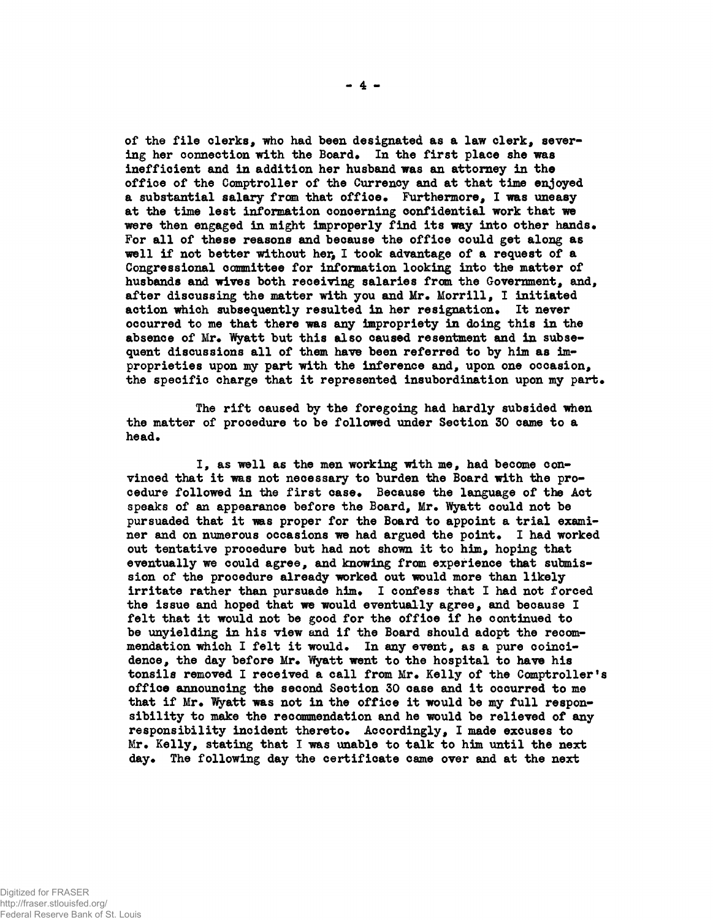of the file clerks, who had been designated as a law clerk, severing her connection with the Board. In the first place she was inefficient and in addition her husband was an attorney in the office of the Comptroller of the Currency and at that time enjoyed a substantial salary from that office. Furthermore, I was uneasy at the time lest information concerning confidential work that we were then engaged in might improperly find its way into other hands. For all of these reasons and because the office could get along as well if not better without her, I took advantage of a request of a Congressional committee for information looking into the matter of husbands and wives both receiving salaries from the Government, and, after discussing the matter with you and Mr. Morrill, I initiated action which subsequently resulted in her resignation. It never occurred to me that there was any impropriety in doing this in the absence of Mr. Wyatt but this also caused resentment and in subsequent discussions all of them have been referred to by him as improprieties upon my part with the inference and, upon one occasion, the specific charge that it represented insubordination upon my part.

The rift caused by the foregoing had hardly subsided when the matter of procedure to be followed under Section 30 came to a head.

I, as well as the men working with me, had become convinced that it was not necessary to burden the Board with the procedure followed in the first case. Because the language of the Act speaks of an appearance before the Board, Mr. Wyatt could not be pursuaded that it was proper for the Board to appoint a trial examiner and on numerous occasions we had argued the point. I had worked out tentative procedure but had not shown it to him, hoping that eventually we could agree, and knowing from experience that submission of the procedure already worked out would more than likely irritate rather than pursuade him. I confess that I had not forced the issue and hoped that we would eventually agree, and because I felt that it would not be good for the office if he continued to be unyielding in his view and if the Board should adopt the recommendation which I felt it would. In any event, as a pure coincidence, the day before Mr. Wyatt went to the hospital to have his tonsils removed I received a call from Mr. Kelly of the Comptroller's office announcing the second Section 30 case and it occurred to me that if Mr. Wyatt was not in the office it would be my full responsibility to make the recommendation and he would be relieved of any responsibility incident thereto. Accordingly, I made excuses to Mr. Kelly, stating that I was unable to talk to him until the next day. The following day the certificate came over and at the next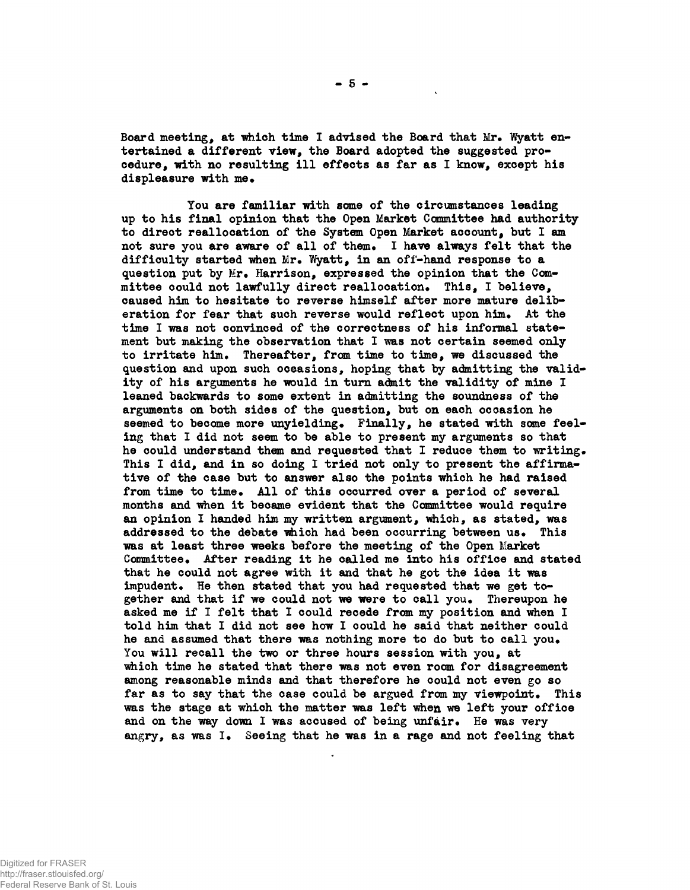Board meeting, at which time I advised the Board that Mr. Wyatt entertained a different view, the Board adopted the suggested procedure, with no resulting ill effects as far as I know, except his displeasure with me.

You are familiar with some of the circumstances leading up to his final opinion that the Open Market Committee had authority to direct reallocation of the System Open Market account, but I am not sure you are aware of all of them. I have always felt that the difficulty started when Mr. Wyatt, in an off-hand response to a question put by Mr. Harrison, expressed the opinion that the Committee could not lawfully direct reallocation. This, I believe, caused him to hesitate to reverse himself after more mature deliberation for fear that such reverse would reflect upon him. At the time I was not convinced of the correctness of his informal statement but making the observation that I was not certain seemed only to irritate him. Thereafter, from time to time, we discussed the question and upon such occasions, hoping that by admitting the validity of his arguments he would in turn admit the validity of mine I leaned backwards to some extent in admitting the soundness of the arguments on both sides of the question, but on each occasion he seemed to become more unyielding. Finally, he stated with some feeling that I did not seem to be able to present my arguments so that he could understand them and requested that I reduce them to writing. This I did, and in so doing I tried not only to present the affirmative of the case but to answer also the points which he had raised from time to time. All of this occurred over a period of several months and when it became evident that the Committee would require an opinion I handed him my written argument, which, as stated, was addressed to the debate which had been occurring between us. This was at least three weeks before the meeting of the Open Market Committee. After reading it he called me into his office and stated that he could not agree with it and that he got the idea it was impudent. He then stated that you had requested that we get together and that if we could not we were to call you. Thereupon he asked me if I felt that I could recede from my position and when I told him that I did not see how I could he said that neither could he and assumed that there was nothing more to do but to call you. You will recall the two or three hours session with you, at which time he stated that there was not even room for disagreement among reasonable minds and that therefore he could not even go so far as to say that the case could be argued from my viewpoint. This was the stage at which the matter was left when we left your office and on the way down I was accused of being unfair. He was very angry, as was I. Seeing that he was in a rage and not feeling that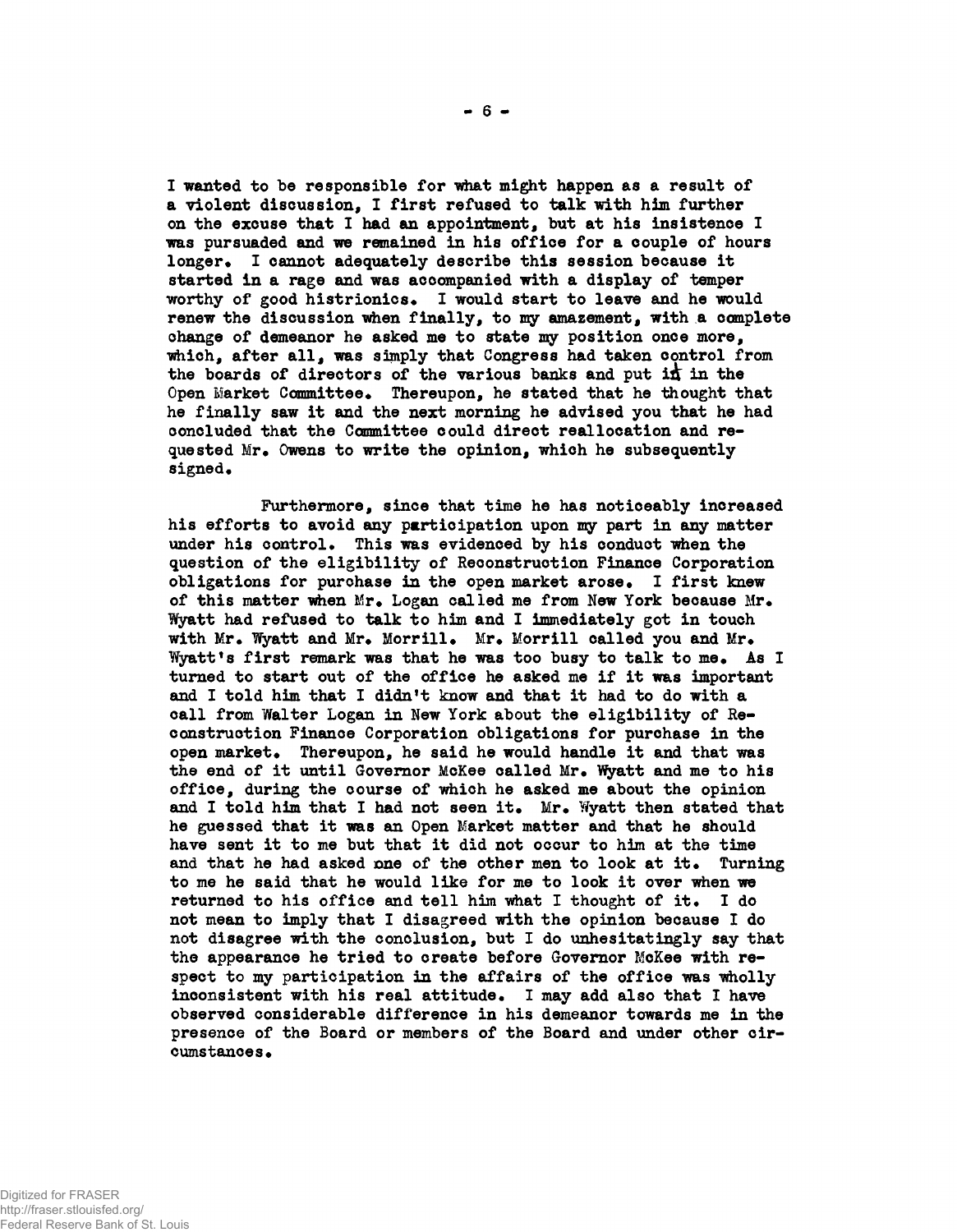I wanted to be responsible for what might happen as a result of a violent discussion, I first refused to talk with him further on the excuse that I had an appointment, but at his insistence I was persuaded and we remained in his office for a couple of hours longer. I cannot adequately describe this session because it started in a rage and was accompanied with a display of temper worthy of good histrionics. I would start to leave and he would renew the discussion when finally, to my amazement, with a complete change of demeanor he asked me to state my position once more, which, after all, was simply that Congress had taken control from the boards of directors of the various banks and put it in the Open Market Committee. Thereupon, he stated that he thought that he finally saw it and the next morning he advised you that he had concluded that the Committee could direct reallocation and requested Mr. Owens to write the opinion, which he subsequently signed.

Furthermore, since that time he has noticeably increased his efforts to avoid any participation upon my part in any matter under his control. This was evidenced by his conduct when the question of the eligibility of Reconstruction Finance Corporation obligations for purchase in the open market arose. I first knew of this matter when Mr. Logan called me from New York because Mr. Wyatt had refused to talk to him and I immediately got in touch with Mr. Wyatt and Mr. Morrill. Mr. Morrill called you and Mr. Wyatt's first remark was that he was too busy to talk to me. As I turned to start out of the office he asked me if it was important and I told him that I didn't know and that it had to do with a call from Walter Logan in New York about the eligibility of Reconstruction Finance Corporation obligations for purchase in the open market. Thereupon, he said he would handle it and that was the end of it until Governor McKee called Mr. Wyatt and me to his office, during the course of which he asked me about the opinion and I told him that I had not seen it. Mr. Wyatt then stated that he guessed that it was an Open Market matter and that he should have sent it to me but that it did not occur to him at the time and that he had asked one of the other men to look at it. Turning to me he said that he would like for me to look it over when we returned to his office and tell him what I thought of it. I do not mean to imply that I disagreed with the opinion because I do not disagree with the conclusion, but I do unhesitatingly say that the appearance he tried to create before Governor McKee with respect to my participation in the affairs of the office was wholly inconsistent with his real attitude. I may add also that I have observed considerable difference in his demeanor towards me in the presence of the Board or members of the Board and under other circumstances.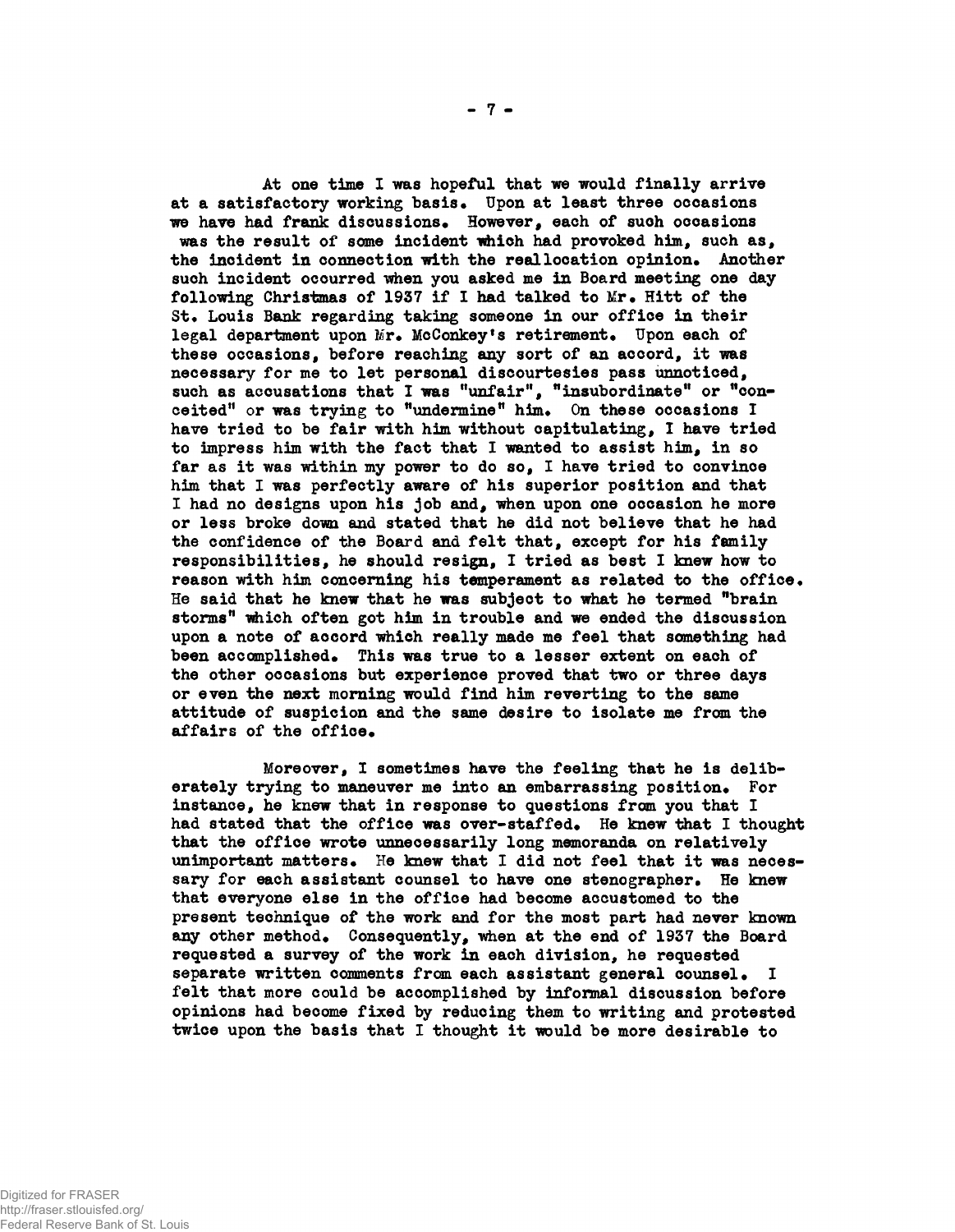At one time I was hopeful that we would finally arrive at a satisfactory working basis. Upon at least three occasions we have had frank discussions. However, each of such occasions was the result of some incident which had provoked him, such as, the incident in connection with the reallocation opinion. Another such incident occurred when you asked me in Board meeting one day following Christmas of 1937 if I had talked to Mr. Hitt of the St. Louis Bank regarding taking someone in our office in their legal department upon Mr. McConkey's retirement. Upon each of these occasions, before reaching any sort of an accord, it was necessary for me to let personal discourtesies pass unnoticed, such as accusations that I was "unfair", "insubordinate" or "conceited" or was trying to "undermine" him. On these occasions I have tried to be fair with him without capitulating, I have tried to impress him with the fact that I wanted to assist him, in so far as it was within my power to do so, I have tried to convince him that I was perfectly aware of his superior position and that I had no designs upon his job and, when upon one occasion he more or less broke down and stated that he did not believe that he had the confidence of the Board and felt that, except for his family responsibilities, he should resign, I tried as best I knew how to reason with him concerning his temperament as related to the office. He said that he knew that he was subject to what he termed "brain storms" which often got him in trouble and we ended the discussion upon a note of accord which really made me feel that something had been accomplished. This was true to a lesser extent on each of the other occasions but experience proved that two or three days or even the next morning would find him reverting to the same attitude of suspicion and the same desire to isolate me from the affairs of the office.

Moreover, I sometimes have the feeling that he is deliberately trying to maneuver me into an embarrassing position. For instance, he knew that in response to questions from you that I had stated that the office was over-staffed. He knew that I thought that the office wrote unnecessarily long memoranda on relatively unimportant matters. He knew that I did not feel that it was necessary for each assistant counsel to have one stenographer. He knew that everyone else in the office had become accustomed to the present technique of the work and for the most part had never known any other method. Consequently, when at the end of 1937 the Board requested a survey of the work in each division, he requested separate written comments from each assistant general counsel. I felt that more could be accomplished by informal discussion before opinions had become fixed by reducing them to writing and protested twice upon the basis that I thought it would be more desirable to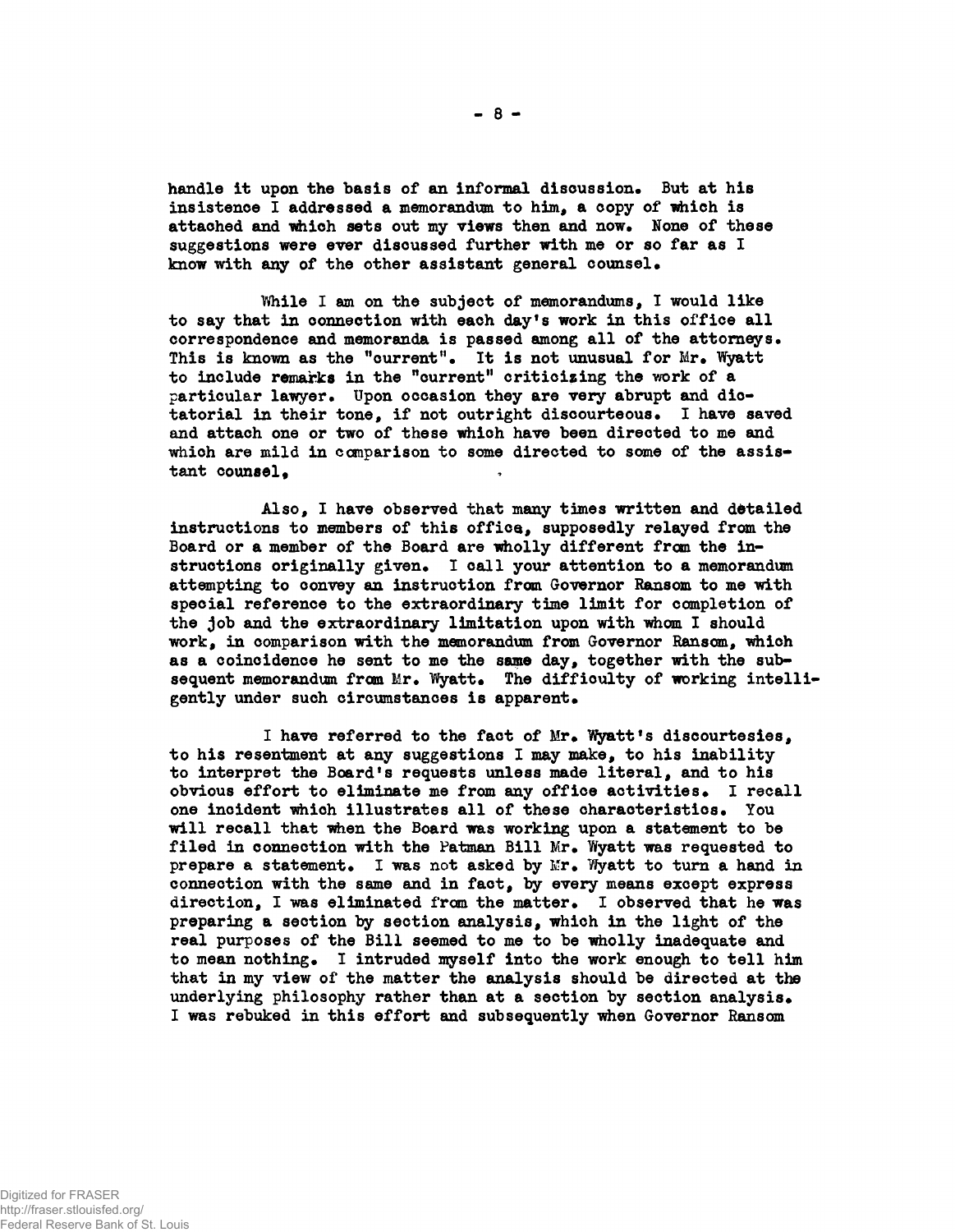handle it upon the basis of an informal discussion. But at his insistence I addressed a memorandum to him, a copy of which is attached and which sets out my views then and now. None of these suggestions were ever discussed further with me or so far as I know with any of the other assistant general counsel.

While I am on the subject of memorandums, I would like to say that in connection with each day's work in this office all correspondence and memoranda is passed among all of the attorneys. This is known as the "current". It is not unusual for Mr. Wyatt to include remarks in the "current" criticizing the work of a particular lawyer. Upon occasion they are very abrupt and dictatorial in their tone, if not outright discourteous. I have saved and attach one or two of these which have been directed to me and which are mild in comparison to some directed to some of the assistant counsel.

Also, I have observed that many times written and detailed instructions to members of this office, supposedly relayed from the Board or a member of the Board are wholly different from the instructions originally given. I call your attention to a memorandum attempting to convey an instruction from Governor Ransom to me with special reference to the extraordinary time limit for completion of the job and the extraordinary limitation upon with whom I should work, in comparison with the memorandum from Governor Ransom, which as a coincidence he sent to me the same day, together with the subsequent memorandum from Mr. Wyatt. The difficulty of working intelligently under such circumstances is apparent.

I have referred to the fact of Mr. Wyatt's discourtesies, to his resentment at any suggestions I may make, to his inability to interpret the Board's requests unless made literal, and to his obvious effort to eliminate me from any office activities. I recall one incident which illustrates all of these characteristics. You will recall that when the Board was working upon a statement to be filed in connection with the Patman Bill Mr. Wyatt was requested to prepare a statement. I was not asked by Mr. Wyatt to turn a hand in connection with the same and in fact, by every means except express direction, I was eliminated from the matter. I observed that he was preparing a section by section analysis, which in the light of the real purposes of the Bill seemed to me to be wholly inadequate and to mean nothing. I intruded myself into the work enough to tell him that in my view of the matter the analysis should be directed at the underlying philosophy rather than at a section by section analysis. I was rebuked in this effort and subsequently when Governor Ransom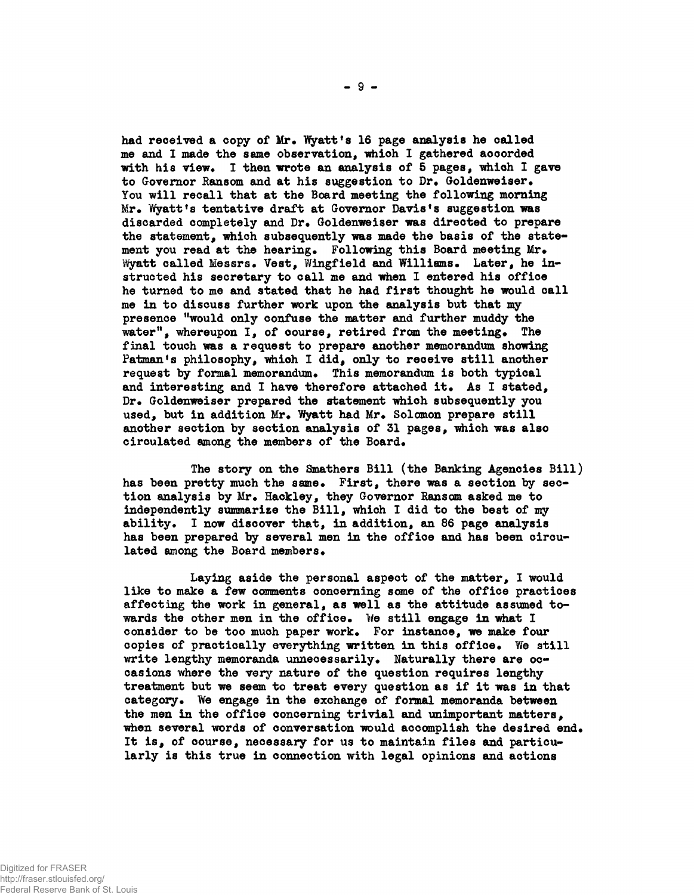had received a copy of Mr. Wyatt's 16 page analysis he called me and I made the same observation, which I gathered accorded with his view. I then wrote an analysis of 5 pages, which I gave to Governor Ransom and at his suggestion to Dr. Goldenweiser. You will recall that at the Board meeting the following morning Mr. Wyatt's tentative draft at Governor Davis's suggestion was discarded completely and Dr. Goldenweiser was directed to prepare the statement, which subsequently was made the basis of the statement you read at the hearing. Following this Board meeting Mr. Wyatt called Messrs. Vest, Wingfield and Williams. Later, he instructed his secretary to call me and when I entered his office he turned to me and stated that he had first thought he would call me in to discuss further work upon the analysis but that my presence "would only confuse the matter and further muddy the water", whereupon I, of course, retired from the meeting. The final touch was a request to prepare another memorandum showing Patman's philosophy, which I did, only to receive still another request by formal memorandum. This memorandum is both typical and interesting and I have therefore attached it. As I stated, Dr. Goldenweiser prepared the statement which subsequently you used, but in addition Mr. Wyatt had Mr. Solomon prepare still another section by section analysis of 31 pages, which was also circulated among the members of the Board.

The story on the Smathers Bill (the Banking Agencies Bill) has been pretty much the same. First, there was a section by section analysis by Mr. Hackley, they Governor Ransom asked me to independently summarize the Bill, which I did to the best of my ability. I now discover that, in addition, an 86 page analysis has been prepared by several men in the office and has been circulated among the Board members.

Laying aside the personal aspect of the matter, I would like to make a few comments concerning some of the office practices affecting the work in general, as well as the attitude assumed towards the other men in the office. We still engage in what I consider to be too much paper work. For instance, we make four copies of practically everything written in this office. We still write lengthy memoranda unnecessarily. Naturally there are occasions where the very nature of the question requires lengthy treatment but we seem to treat every question as if it was in that category. We engage in the exchange of formal memoranda between the men in the office concerning trivial and unimportant matters, when several words of conversation would accomplish the desired end. It is, of course, necessary for us to maintain files and particularly is this true in connection with legal opinions and actions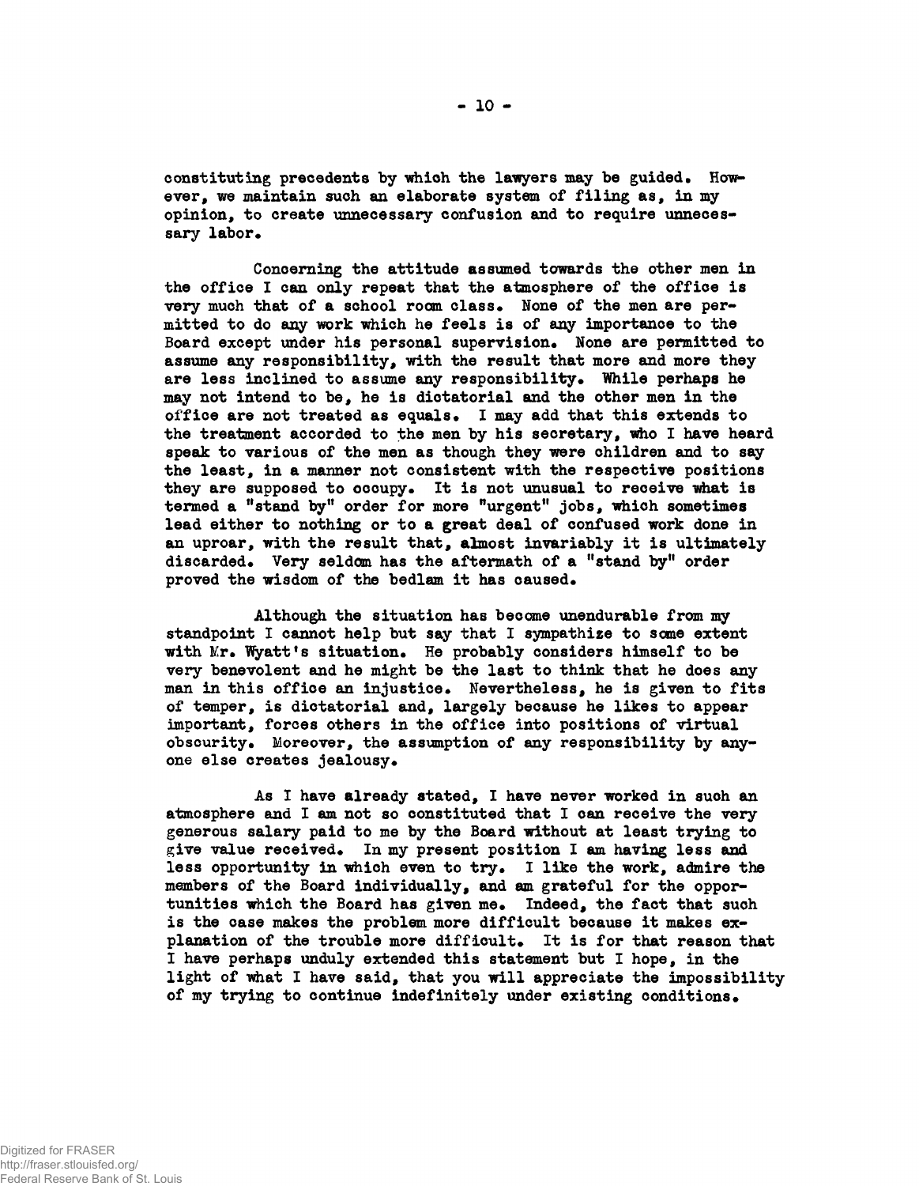constituting precedents by which the lawyers may be guided. However, we maintain such an elaborate system of filing as, in my opinion, to create unnecessary confusion and to require unnecessary labor.

Concerning the attitude assumed towards the other men in the office I can only repeat that the atmosphere of the office is very much that of a school room class. None of the men are permitted to do any work which he feels is of any importance to the Board except under his personal supervision. None are permitted to assume any responsibility, with the result that more and more they are less inclined to assume any responsibility. While perhaps he may not intend to be, he is dictatorial and the other men in the office are not treated as equals. I may add that this extends to the treatment accorded to the men by his secretary, who I have heard speak to various of the men as though they were children and to say the least, in a manner not consistent with the respective positions they are supposed to occupy. It is not unusual to receive what is termed a "stand by" order for more "urgent" jobs, which sometimes lead either to nothing or to a great deal of confused work done in an uproar, with the result that, almost invariably it is ultimately discarded. Very seldom has the aftermath of a "stand by" order proved the wisdom of the bedlam it has caused.

Although the situation has become unendurable from my standpoint I cannot help but say that I sympathize to some extent with Mr. Wyatt's situation. He probably considers himself to be very benevolent and he might be the last to think that he does any man in this office an injustice. Nevertheless, he is given to fits of temper, is dictatorial and, largely because he likes to appear important, forces others in the office into positions of virtual obscurity. Moreover, the assumption of any responsibility by anyone else creates jealousy.

As I have already stated, I have never worked in such an atmosphere and I am not so constituted that I can receive the very generous salary paid to me by the Board without at least trying to give value received. In my present position I am having less and less opportunity in which even to try. I like the work, admire the members of the Board individually, and am grateful for the opportunities which the Board has given me. Indeed, the fact that such is the case makes the problem more difficult because it makes explanation of the trouble more difficult. It is for that reason that I have perhaps unduly extended this statement but I hope, in the light of what I have said, that you will appreciate the impossibility of my trying to continue indefinitely under existing conditions.